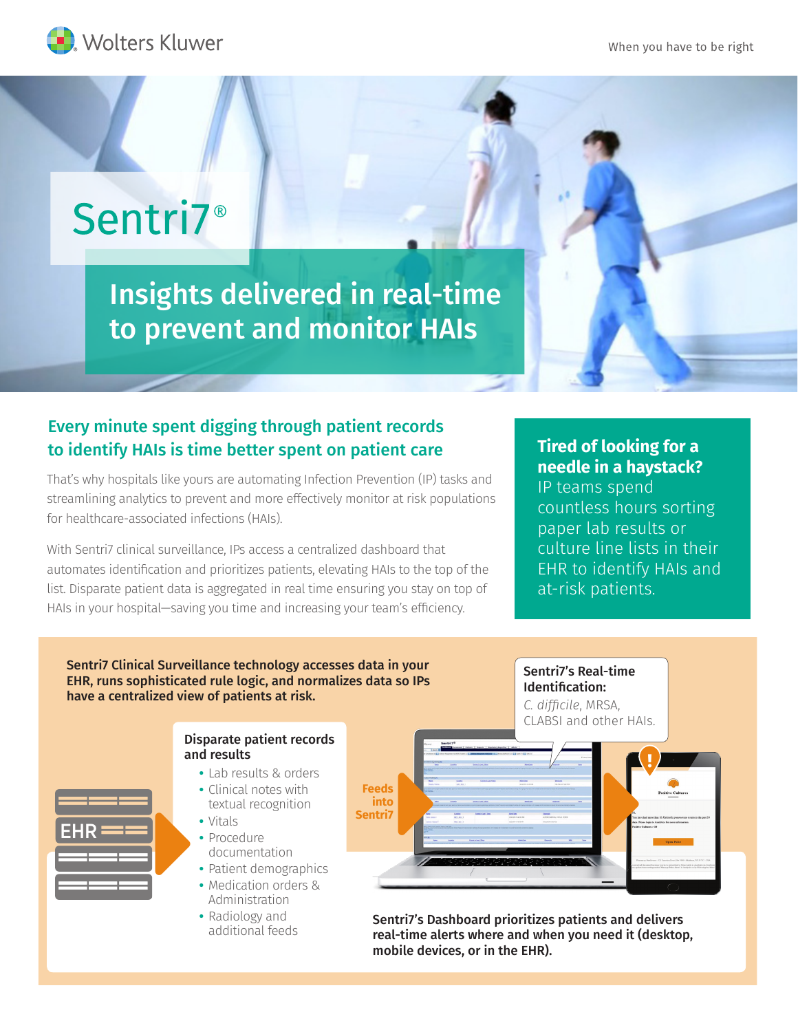Wolters Kluwer

When you have to be right

# Sentri7®

## Insights delivered in real-time to prevent and monitor HAIs

### Every minute spent digging through patient records to identify HAIs is time better spent on patient care

That's why hospitals like yours are automating Infection Prevention (IP) tasks and streamlining analytics to prevent and more effectively monitor at risk populations for healthcare-associated infections (HAIs).

With Sentri7 clinical surveillance, IPs access a centralized dashboard that automates identification and prioritizes patients, elevating HAIs to the top of the list. Disparate patient data is aggregated in real time ensuring you stay on top of HAIs in your hospital—saving you time and increasing your team's efficiency.

**Tired of looking for a needle in a haystack?** IP teams spend countless hours sorting paper lab results or culture line lists in their EHR to identify HAIs and at-risk patients.

**Sentri7 Clinical Surveillance technology accesses data in your EHR, runs sophisticated rule logic, and normalizes data so IPs have a centralized view of patients at risk.**

EHR

**Disparate patient records and results**

- Lab results & orders
- Clinical notes with textual recognition
- Vitals
- Procedure documentation
- Patient demographics
- Medication orders & Administration
- Radiology and additional feeds

**Feeds into Sentri7**

**Sentri7's Real-time Identification:**
*C. difficile*, MRSA, CLABSI and other HAIs.

**Sentri7's Dashboard prioritizes patients and delivers real-time alerts where and when you need it (desktop, mobile devices, or in the EHR).**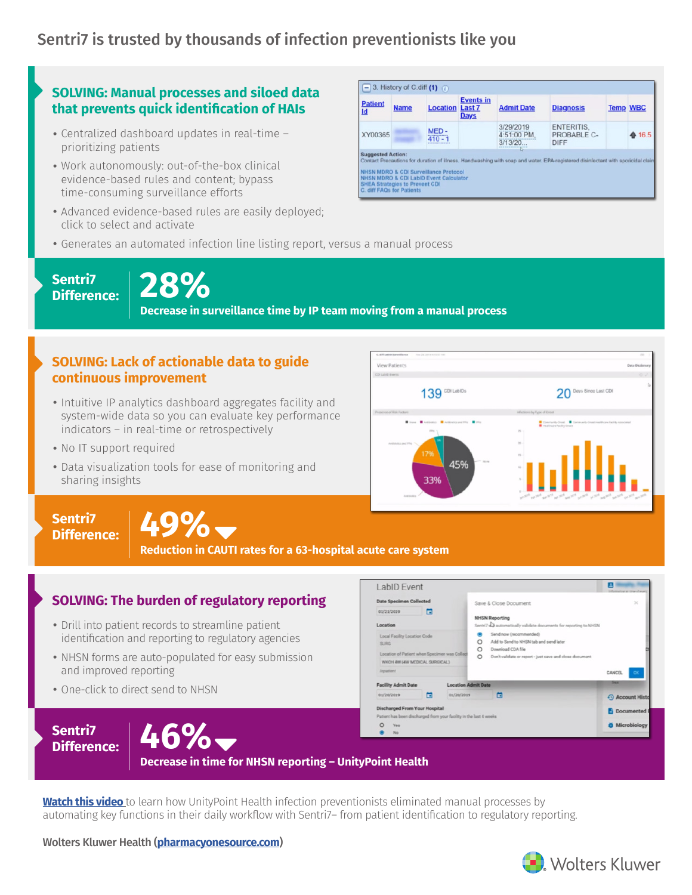# Sentri7 is trusted by thousands of infection preventionists like you

## SOLVING: Manual processes and siloed data that prevents quick identification of HAIs

- Centralized dashboard updates in real-time – prioritizing patients
- Work autonomously: out-of-the-box clinical evidence-based rules and content; bypass time-consuming surveillance efforts
- Advanced evidence-based rules are easily deployed; click to select and activate
- Generates an automated infection line listing report, versus a manual process

**Sentri7 Difference:** **28%**

**Decrease in surveillance time by IP team moving from a manual process**

## SOLVING: Lack of actionable data to guide continuous improvement

- Intuitive IP analytics dashboard aggregates facility and system-wide data so you can evaluate key performance indicators – in real-time or retrospectively
- No IT support required
- Data visualization tools for ease of monitoring and sharing insights

**Sentri7 Difference:** **49%**

**Reduction in CAUTI rates for a 63-hospital acute care system**

## SOLVING: The burden of regulatory reporting

- Drill into patient records to streamline patient identification and reporting to regulatory agencies
- NHSN forms are auto-populated for easy submission and improved reporting
- One-click to direct send to NHSN

**Sentri7 Difference:** **46%**

**Decrease in time for NHSN reporting – UnityPoint Health**

[Watch this video](#) to learn how UnityPoint Health infection preventionists eliminated manual processes by automating key functions in their daily workflow with Sentri7– from patient identification to regulatory reporting.

Wolters Kluwer Health ([pharmacyonesource.com](#))

Wolters Kluwer